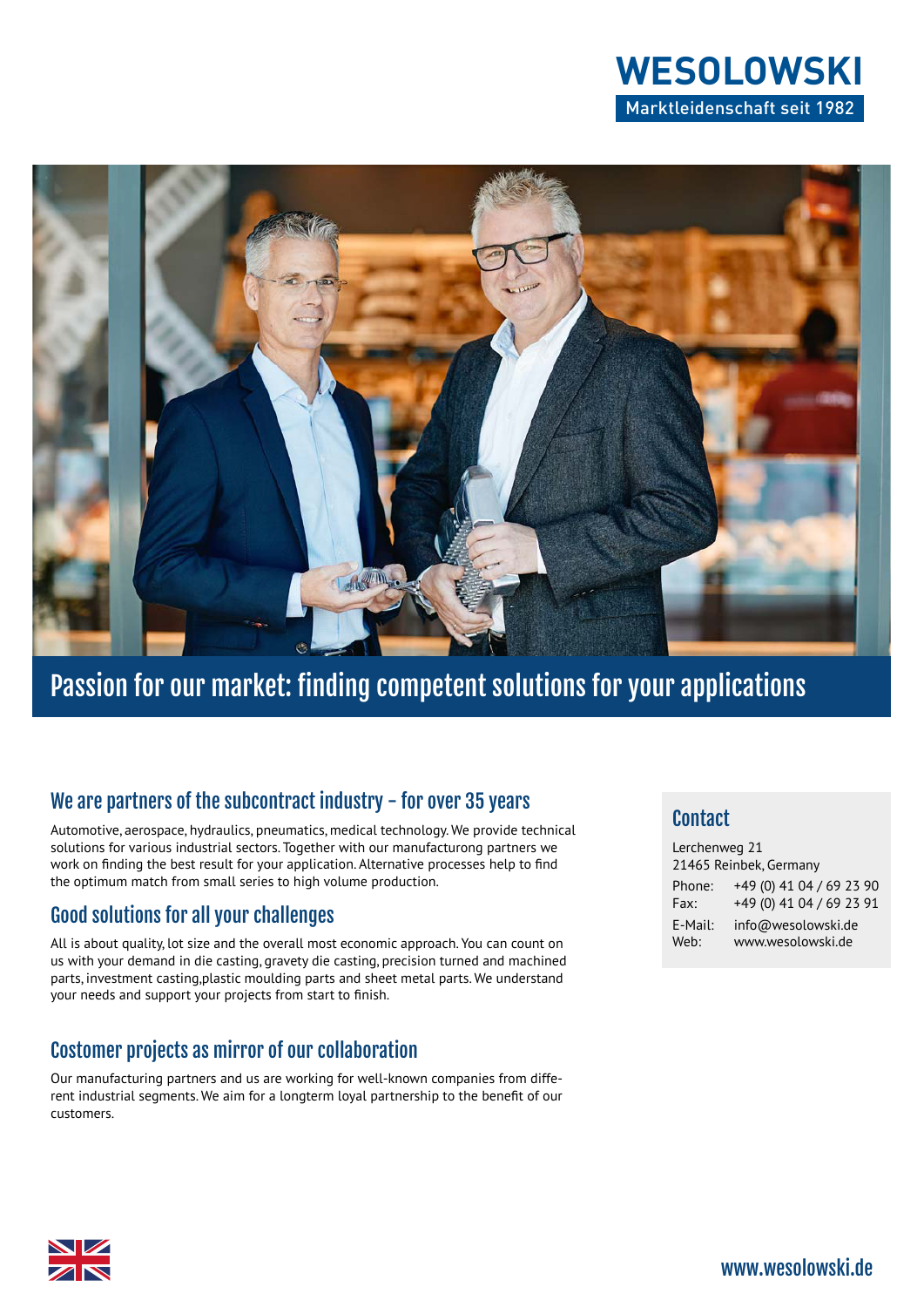# WESOLOWSKI

Marktleidenschaft seit 1982

## Passion for our market: finding competent solutions for your applications

### We are partners of the subcontract industry – for over 35 years

Automotive, aerospace, hydraulics, pneumatics, medical technology. We provide technical solutions for various industrial sectors. Together with our manufacturong partners we work on finding the best result for your application. Alternative processes help to find the optimum match from small series to high volume production.

### Good solutions for all your challenges

All is about quality, lot size and the overall most economic approach. You can count on us with your demand in die casting, gravety die casting, precision turned and machined parts, investment casting,plastic moulding parts and sheet metal parts. We understand your needs and support your projects from start to finish.

### Costomer projects as mirror of our collaboration

Our manufacturing partners and us are working for well-known companies from different industrial segments. We aim for a longterm loyal partnership to the benefit of our customers.

### Contact

Lerchenweg 21
21465 Reinbek, Germany

Phone: +49 (0) 41 04 / 69 23 90
Fax: +49 (0) 41 04 / 69 23 91

E-Mail: info@wesolowski.de
Web: www.wesolowski.de

www.wesolowski.de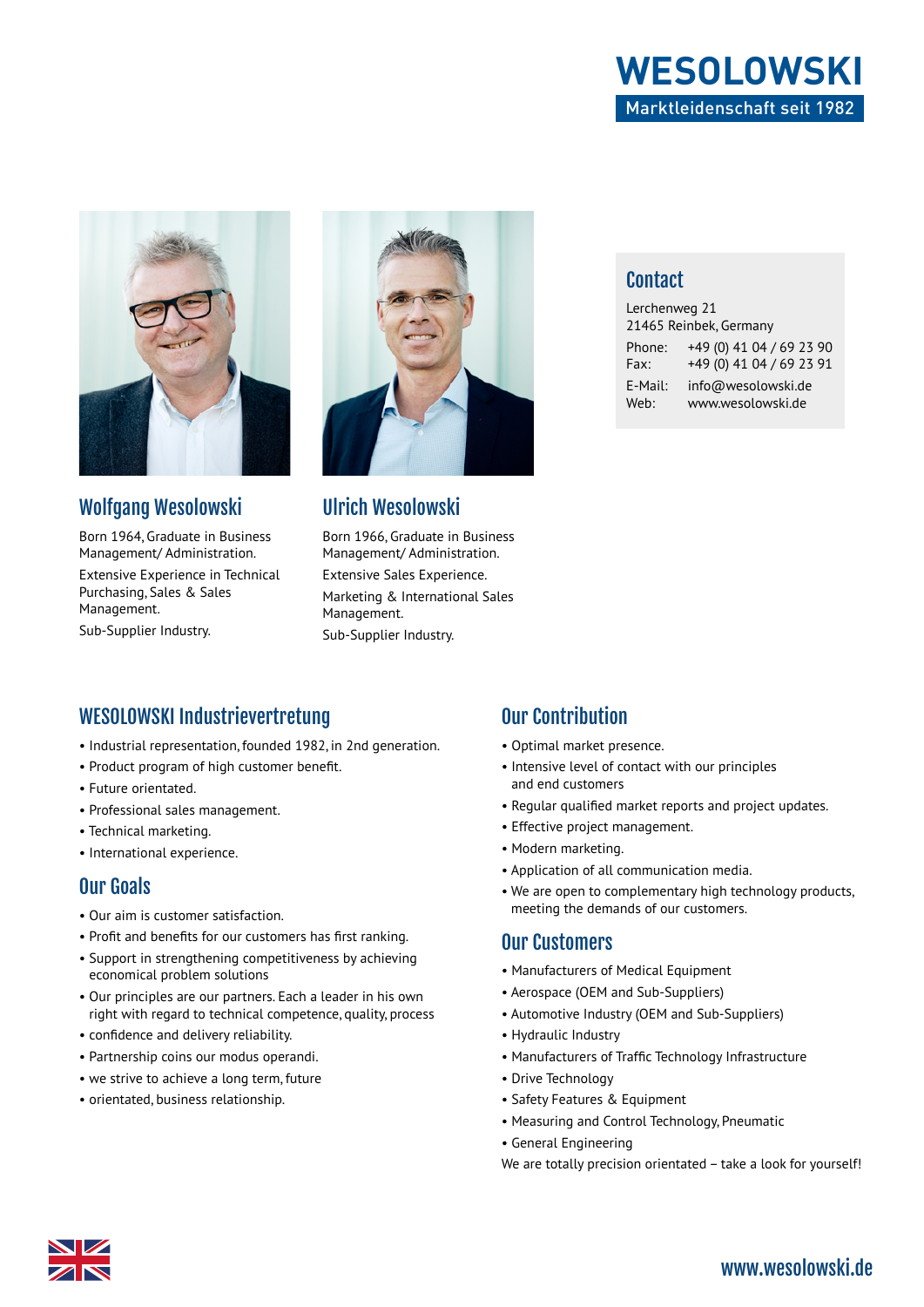# WESOLOWSKI

Marktleidenschaft seit 1982

## Wolfgang Wesolowski

Born 1964, Graduate in Business Management/ Administration.

Extensive Experience in Technical Purchasing, Sales & Sales Management.

Sub-Supplier Industry.

## Ulrich Wesolowski

Born 1966, Graduate in Business Management/ Administration.

Extensive Sales Experience.

Marketing & International Sales Management.

Sub-Supplier Industry.

## Contact

Lerchenweg 21
21465 Reinbek, Germany

Phone: +49 (0) 41 04 / 69 23 90
Fax: +49 (0) 41 04 / 69 23 91

E-Mail: info@wesolowski.de
Web: www.wesolowski.de

## WESOLOWSKI Industrievertretung

- Industrial representation, founded 1982, in 2nd generation.
- Product program of high customer benefit.
- Future orientated.
- Professional sales management.
- Technical marketing.
- International experience.

## Our Goals

- Our aim is customer satisfaction.
- Profit and benefits for our customers has first ranking.
- Support in strengthening competitiveness by achieving economical problem solutions
- Our principles are our partners. Each a leader in his own right with regard to technical competence, quality, process
- confidence and delivery reliability.
- Partnership coins our modus operandi.
- we strive to achieve a long term, future
- orientated, business relationship.

## Our Contribution

- Optimal market presence.
- Intensive level of contact with our principles and end customers
- Regular qualified market reports and project updates.
- Effective project management.
- Modern marketing.
- Application of all communication media.
- We are open to complementary high technology products, meeting the demands of our customers.

## Our Customers

- Manufacturers of Medical Equipment
- Aerospace (OEM and Sub-Suppliers)
- Automotive Industry (OEM and Sub-Suppliers)
- Hydraulic Industry
- Manufacturers of Traffic Technology Infrastructure
- Drive Technology
- Safety Features & Equipment
- Measuring and Control Technology, Pneumatic
- General Engineering

We are totally precision orientated – take a look for yourself!

www.wesolowski.de